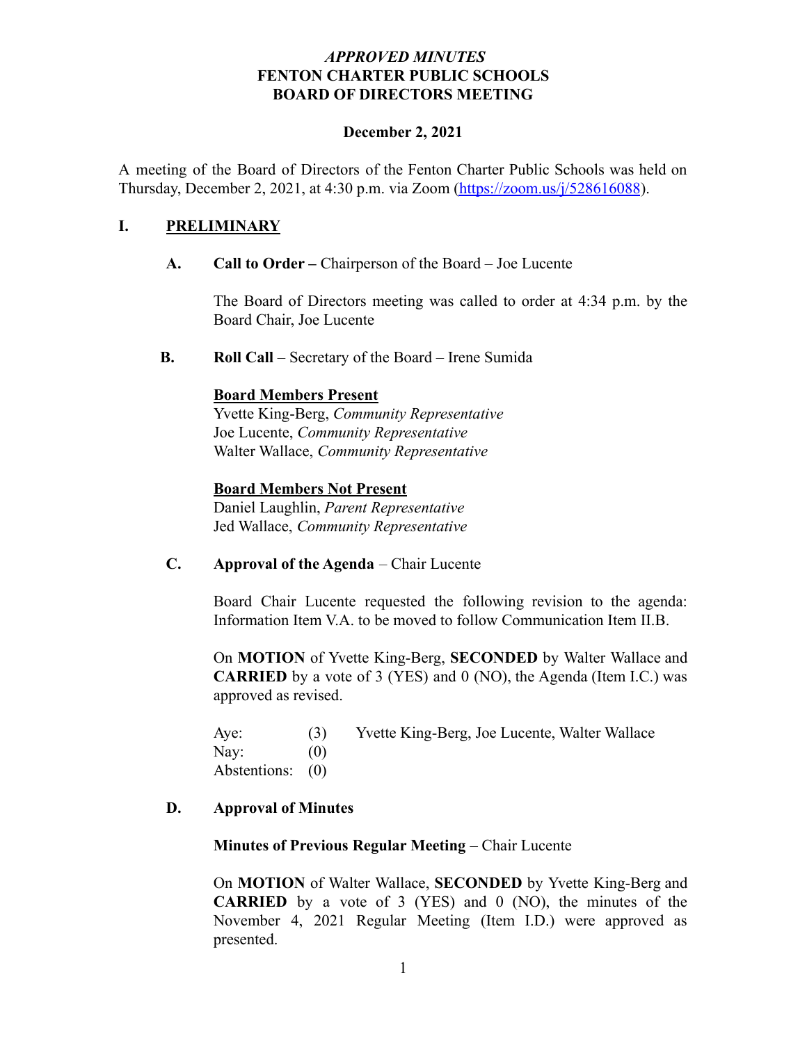*APPROVED MINUTES*
**FENTON CHARTER PUBLIC SCHOOLS**
**BOARD OF DIRECTORS MEETING**

**December 2, 2021**

A meeting of the Board of Directors of the Fenton Charter Public Schools was held on Thursday, December 2, 2021, at 4:30 p.m. via Zoom (https://zoom.us/j/528616088).

## I. PRELIMINARY

**A. Call to Order –** Chairperson of the Board – Joe Lucente

The Board of Directors meeting was called to order at 4:34 p.m. by the Board Chair, Joe Lucente

**B. Roll Call** – Secretary of the Board – Irene Sumida

**Board Members Present**
Yvette King-Berg, *Community Representative*
Joe Lucente, *Community Representative*
Walter Wallace, *Community Representative*

**Board Members Not Present**
Daniel Laughlin, *Parent Representative*
Jed Wallace, *Community Representative*

**C. Approval of the Agenda** – Chair Lucente

Board Chair Lucente requested the following revision to the agenda: Information Item V.A. to be moved to follow Communication Item II.B.

On **MOTION** of Yvette King-Berg, **SECONDED** by Walter Wallace and **CARRIED** by a vote of 3 (YES) and 0 (NO), the Agenda (Item I.C.) was approved as revised.

Aye: (3) Yvette King-Berg, Joe Lucente, Walter Wallace
Nay: (0)
Abstentions: (0)

**D. Approval of Minutes**

**Minutes of Previous Regular Meeting** – Chair Lucente

On **MOTION** of Walter Wallace, **SECONDED** by Yvette King-Berg and **CARRIED** by a vote of 3 (YES) and 0 (NO), the minutes of the November 4, 2021 Regular Meeting (Item I.D.) were approved as presented.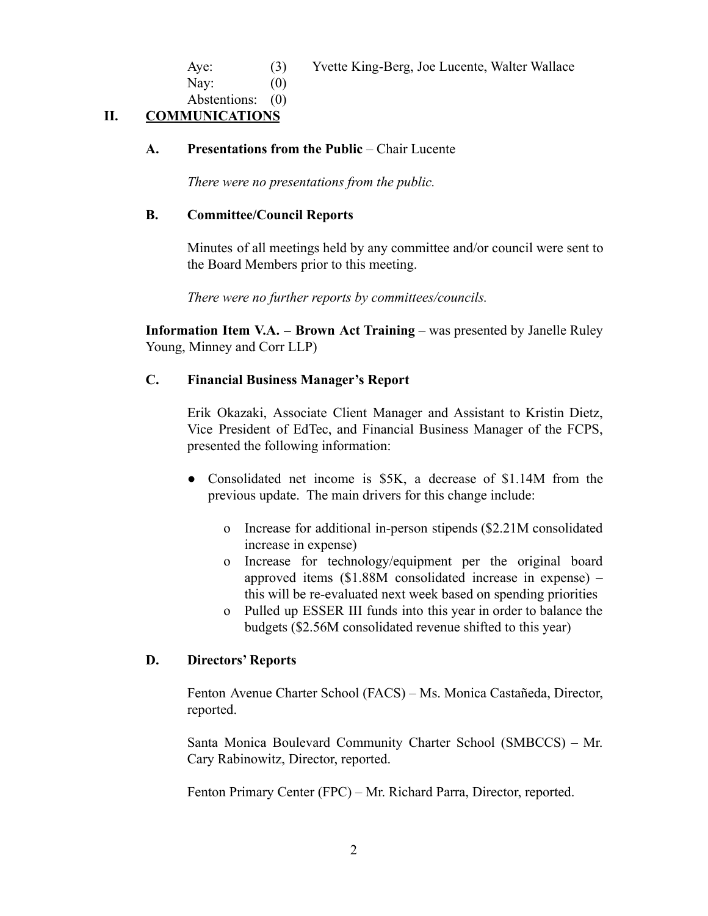Aye: (3) Yvette King-Berg, Joe Lucente, Walter Wallace
Nay: (0)
Abstentions: (0)

## II. COMMUNICATIONS

### A. Presentations from the Public – Chair Lucente

*There were no presentations from the public.*

### B. Committee/Council Reports

Minutes of all meetings held by any committee and/or council were sent to the Board Members prior to this meeting.

*There were no further reports by committees/councils.*

**Information Item V.A. – Brown Act Training** – was presented by Janelle Ruley Young, Minney and Corr LLP)

### C. Financial Business Manager's Report

Erik Okazaki, Associate Client Manager and Assistant to Kristin Dietz, Vice President of EdTec, and Financial Business Manager of the FCPS, presented the following information:

- Consolidated net income is $5K, a decrease of $1.14M from the previous update. The main drivers for this change include:
  - Increase for additional in-person stipends ($2.21M consolidated increase in expense)
  - Increase for technology/equipment per the original board approved items ($1.88M consolidated increase in expense) – this will be re-evaluated next week based on spending priorities
  - Pulled up ESSER III funds into this year in order to balance the budgets ($2.56M consolidated revenue shifted to this year)

### D. Directors' Reports

Fenton Avenue Charter School (FACS) – Ms. Monica Castañeda, Director, reported.

Santa Monica Boulevard Community Charter School (SMBCCS) – Mr. Cary Rabinowitz, Director, reported.

Fenton Primary Center (FPC) – Mr. Richard Parra, Director, reported.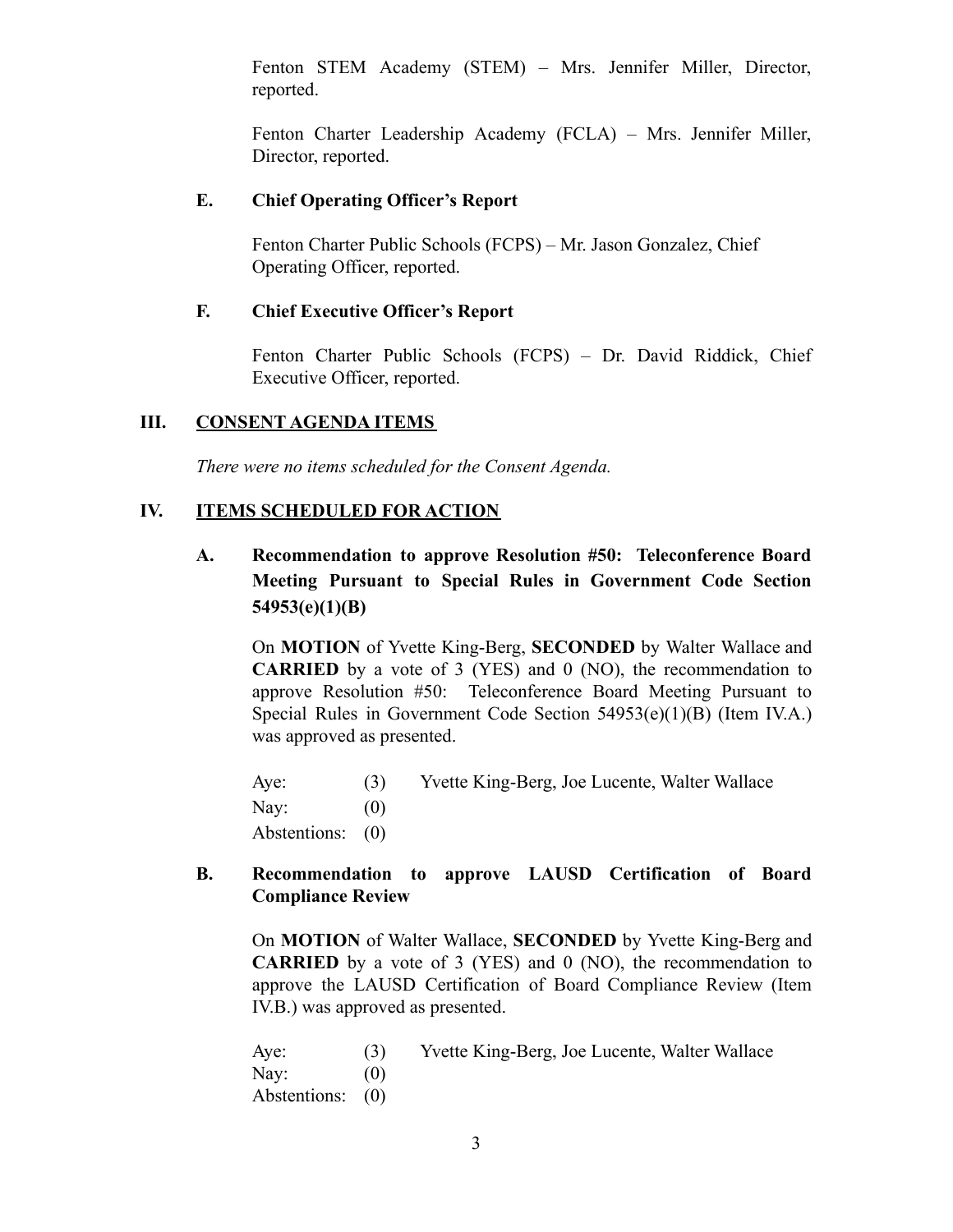Fenton STEM Academy (STEM) – Mrs. Jennifer Miller, Director, reported.

Fenton Charter Leadership Academy (FCLA) – Mrs. Jennifer Miller, Director, reported.

### E. Chief Operating Officer's Report

Fenton Charter Public Schools (FCPS) – Mr. Jason Gonzalez, Chief Operating Officer, reported.

### F. Chief Executive Officer's Report

Fenton Charter Public Schools (FCPS) – Dr. David Riddick, Chief Executive Officer, reported.

## III. CONSENT AGENDA ITEMS

*There were no items scheduled for the Consent Agenda.*

## IV. ITEMS SCHEDULED FOR ACTION

### A. Recommendation to approve Resolution #50: Teleconference Board Meeting Pursuant to Special Rules in Government Code Section 54953(e)(1)(B)

On **MOTION** of Yvette King-Berg, **SECONDED** by Walter Wallace and **CARRIED** by a vote of 3 (YES) and 0 (NO), the recommendation to approve Resolution #50: Teleconference Board Meeting Pursuant to Special Rules in Government Code Section 54953(e)(1)(B) (Item IV.A.) was approved as presented.

Aye: (3) Yvette King-Berg, Joe Lucente, Walter Wallace
Nay: (0)
Abstentions: (0)

### B. Recommendation to approve LAUSD Certification of Board Compliance Review

On **MOTION** of Walter Wallace, **SECONDED** by Yvette King-Berg and **CARRIED** by a vote of 3 (YES) and 0 (NO), the recommendation to approve the LAUSD Certification of Board Compliance Review (Item IV.B.) was approved as presented.

Aye: (3) Yvette King-Berg, Joe Lucente, Walter Wallace
Nay: (0)
Abstentions: (0)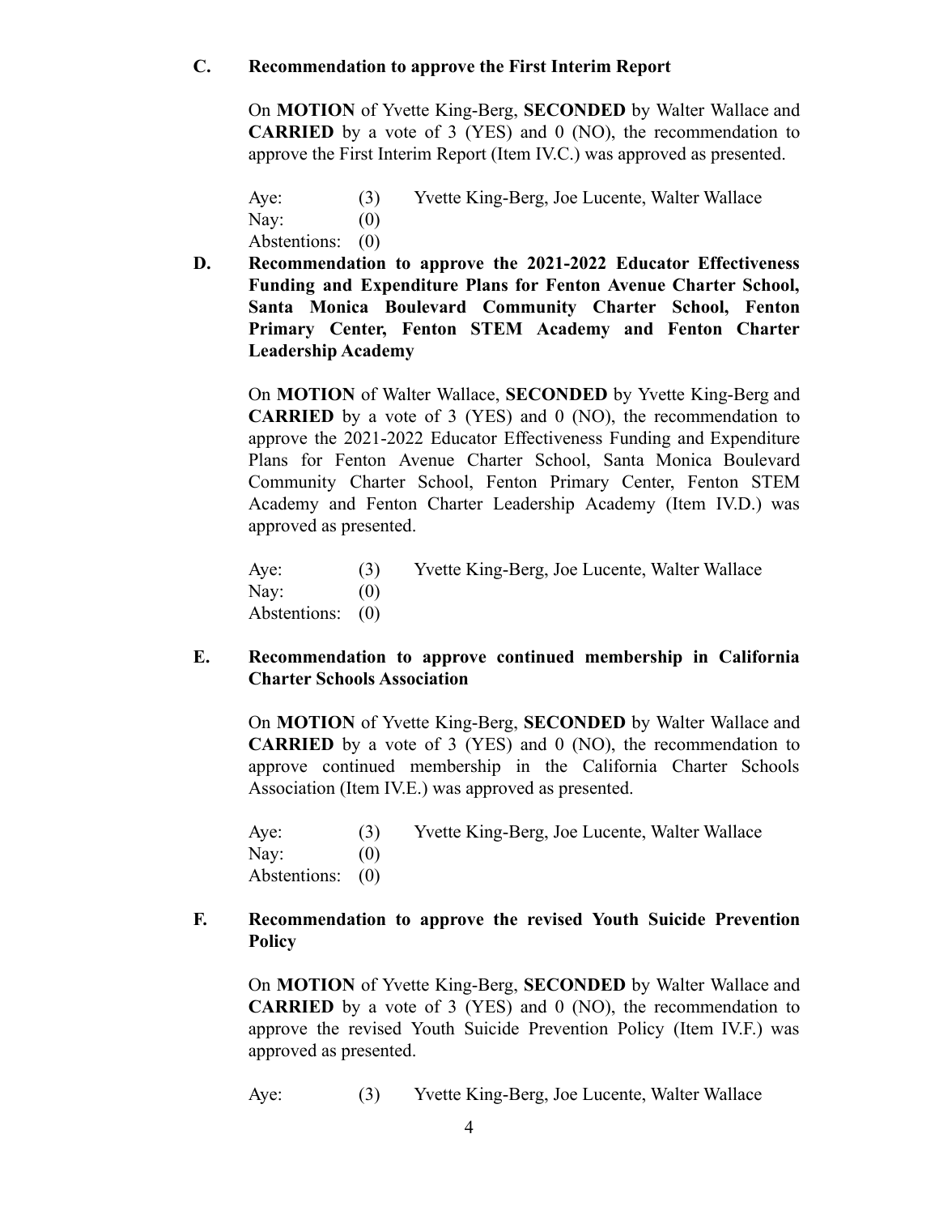**C. Recommendation to approve the First Interim Report**

On **MOTION** of Yvette King-Berg, **SECONDED** by Walter Wallace and **CARRIED** by a vote of 3 (YES) and 0 (NO), the recommendation to approve the First Interim Report (Item IV.C.) was approved as presented.

Aye: (3) Yvette King-Berg, Joe Lucente, Walter Wallace
Nay: (0)
Abstentions: (0)

**D. Recommendation to approve the 2021-2022 Educator Effectiveness Funding and Expenditure Plans for Fenton Avenue Charter School, Santa Monica Boulevard Community Charter School, Fenton Primary Center, Fenton STEM Academy and Fenton Charter Leadership Academy**

On **MOTION** of Walter Wallace, **SECONDED** by Yvette King-Berg and **CARRIED** by a vote of 3 (YES) and 0 (NO), the recommendation to approve the 2021-2022 Educator Effectiveness Funding and Expenditure Plans for Fenton Avenue Charter School, Santa Monica Boulevard Community Charter School, Fenton Primary Center, Fenton STEM Academy and Fenton Charter Leadership Academy (Item IV.D.) was approved as presented.

Aye: (3) Yvette King-Berg, Joe Lucente, Walter Wallace
Nay: (0)
Abstentions: (0)

**E. Recommendation to approve continued membership in California Charter Schools Association**

On **MOTION** of Yvette King-Berg, **SECONDED** by Walter Wallace and **CARRIED** by a vote of 3 (YES) and 0 (NO), the recommendation to approve continued membership in the California Charter Schools Association (Item IV.E.) was approved as presented.

Aye: (3) Yvette King-Berg, Joe Lucente, Walter Wallace
Nay: (0)
Abstentions: (0)

**F. Recommendation to approve the revised Youth Suicide Prevention Policy**

On **MOTION** of Yvette King-Berg, **SECONDED** by Walter Wallace and **CARRIED** by a vote of 3 (YES) and 0 (NO), the recommendation to approve the revised Youth Suicide Prevention Policy (Item IV.F.) was approved as presented.

Aye: (3) Yvette King-Berg, Joe Lucente, Walter Wallace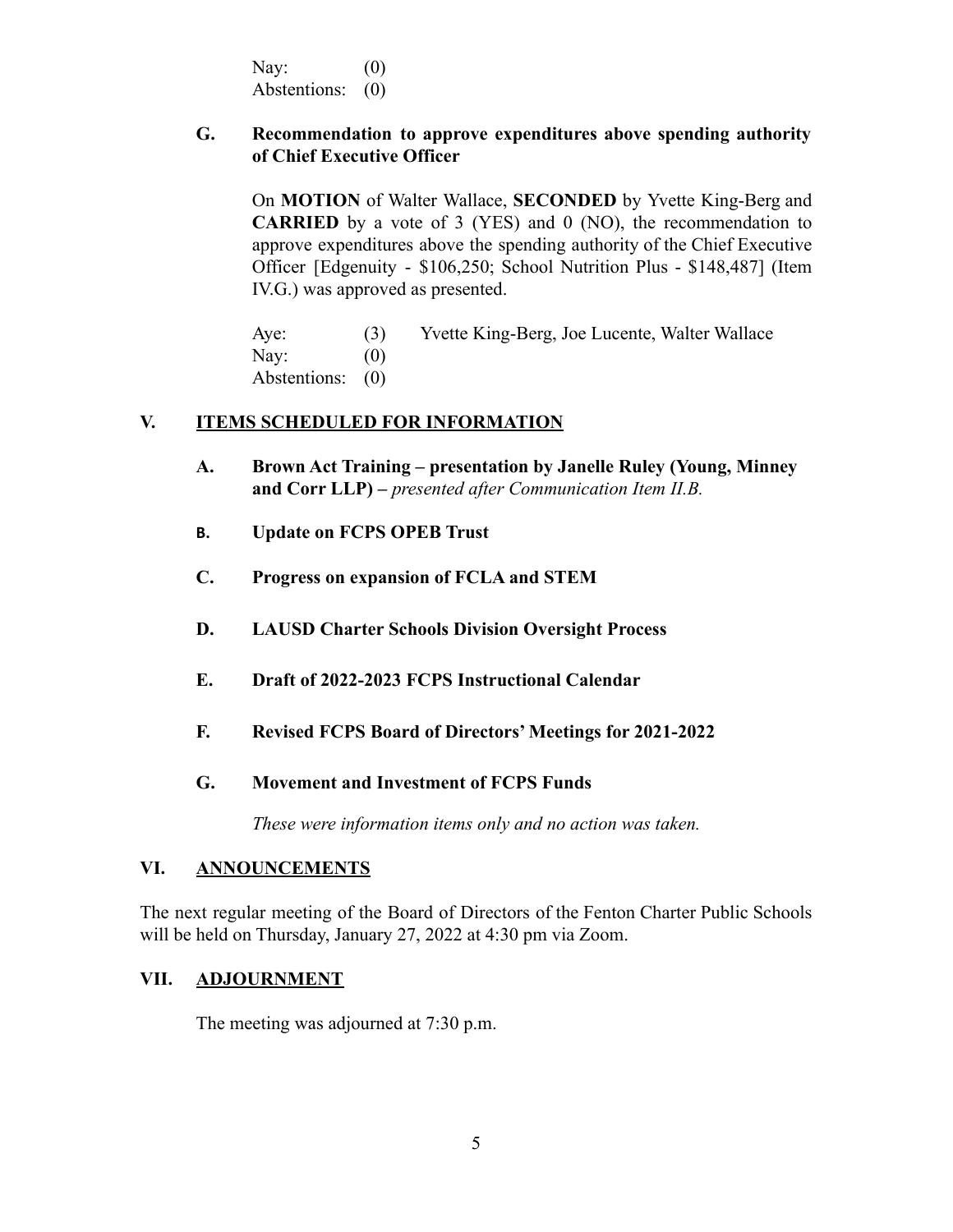Nay: (0)
Abstentions: (0)

**G. Recommendation to approve expenditures above spending authority of Chief Executive Officer**

On **MOTION** of Walter Wallace, **SECONDED** by Yvette King-Berg and **CARRIED** by a vote of 3 (YES) and 0 (NO), the recommendation to approve expenditures above the spending authority of the Chief Executive Officer [Edgenuity - $106,250; School Nutrition Plus - $148,487] (Item IV.G.) was approved as presented.

Aye: (3) Yvette King-Berg, Joe Lucente, Walter Wallace
Nay: (0)
Abstentions: (0)

## V. ITEMS SCHEDULED FOR INFORMATION

**A. Brown Act Training – presentation by Janelle Ruley (Young, Minney and Corr LLP) –** *presented after Communication Item II.B.*

**B. Update on FCPS OPEB Trust**

**C. Progress on expansion of FCLA and STEM**

**D. LAUSD Charter Schools Division Oversight Process**

**E. Draft of 2022-2023 FCPS Instructional Calendar**

**F. Revised FCPS Board of Directors' Meetings for 2021-2022**

**G. Movement and Investment of FCPS Funds**

*These were information items only and no action was taken.*

## VI. ANNOUNCEMENTS

The next regular meeting of the Board of Directors of the Fenton Charter Public Schools will be held on Thursday, January 27, 2022 at 4:30 pm via Zoom.

## VII. ADJOURNMENT

The meeting was adjourned at 7:30 p.m.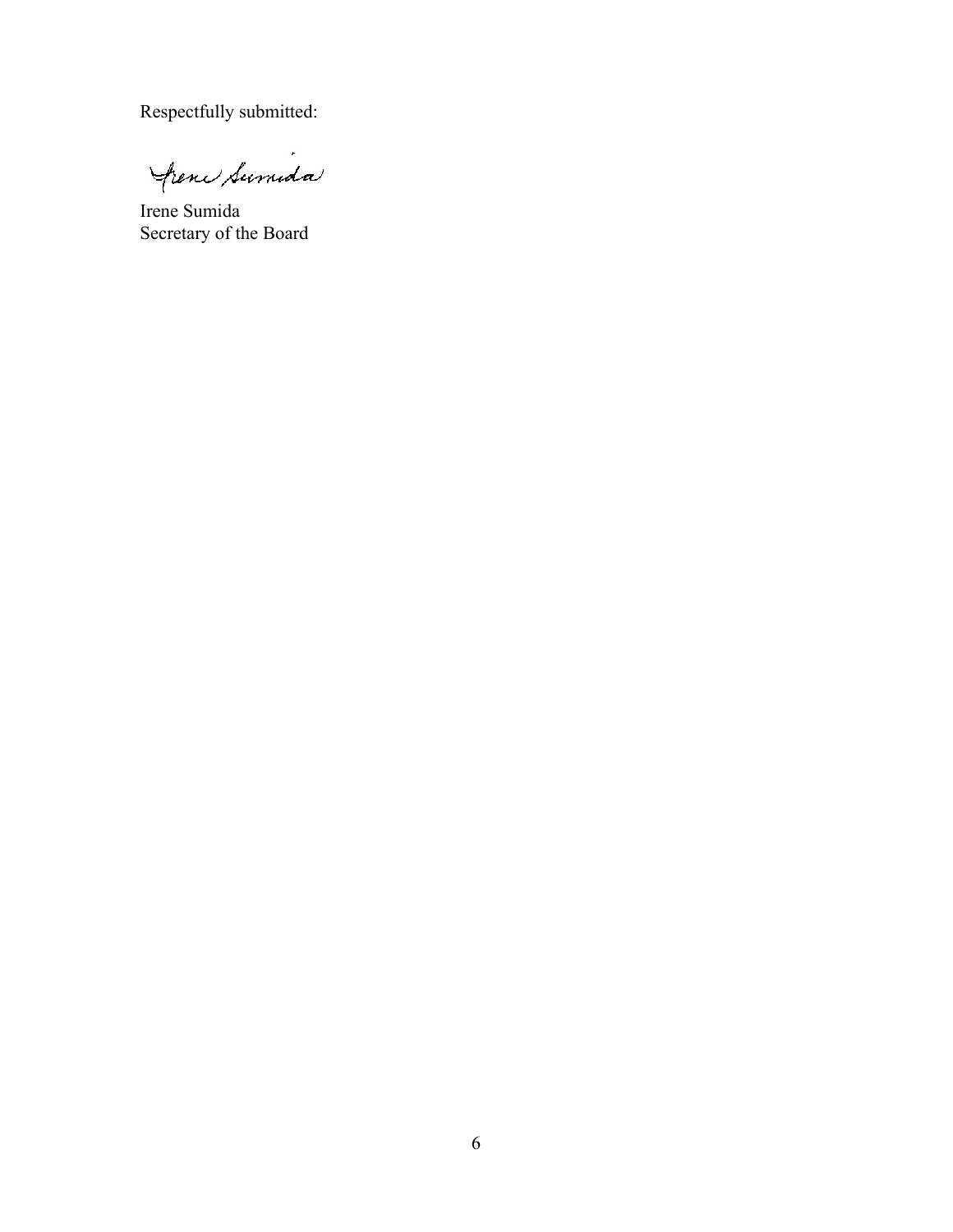Respectfully submitted:

Irene Sumida

Irene Sumida
Secretary of the Board